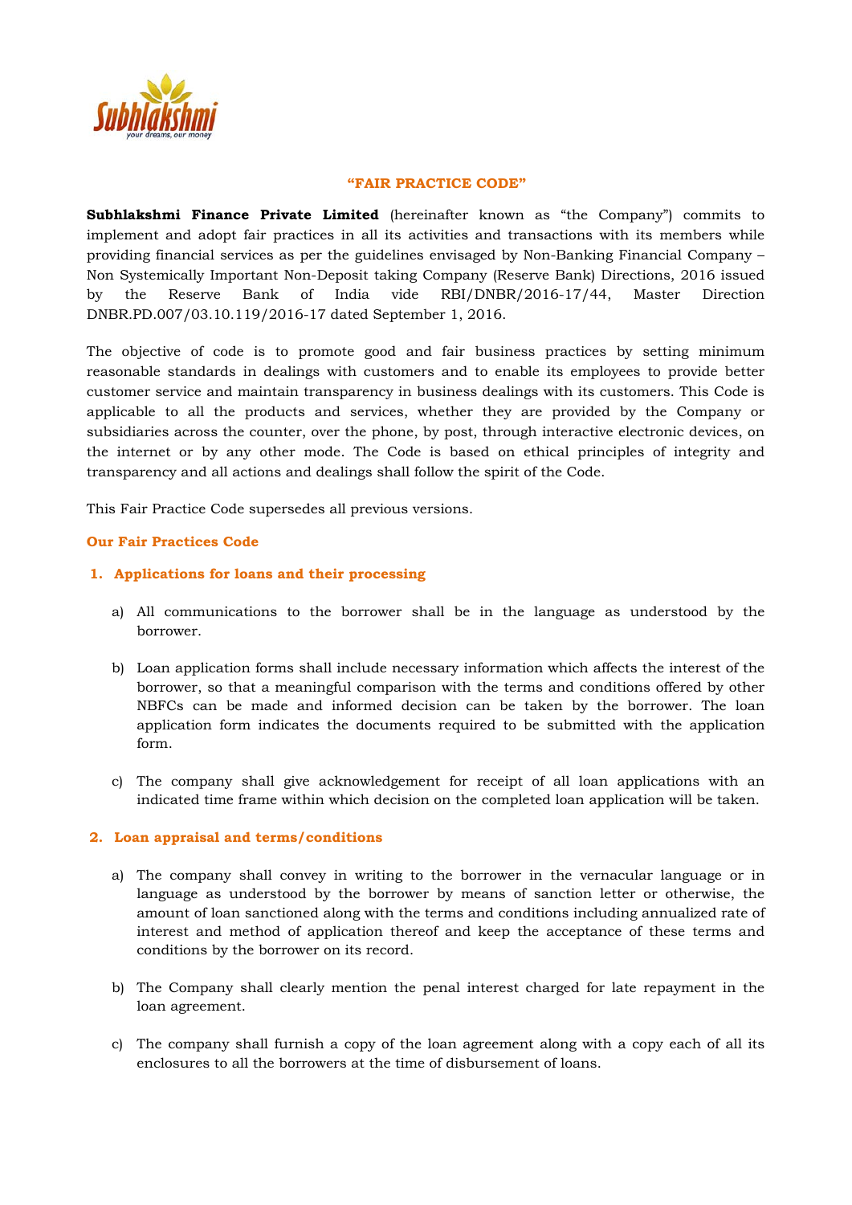# "FAIR PRACTICE CODE"

**Subhlakshmi Finance Private Limited** (hereinafter known as "the Company") commits to implement and adopt fair practices in all its activities and transactions with its members while providing financial services as per the guidelines envisaged by Non-Banking Financial Company – Non Systemically Important Non-Deposit taking Company (Reserve Bank) Directions, 2016 issued by the Reserve Bank of India vide RBI/DNBR/2016-17/44, Master Direction DNBR.PD.007/03.10.119/2016-17 dated September 1, 2016.

The objective of code is to promote good and fair business practices by setting minimum reasonable standards in dealings with customers and to enable its employees to provide better customer service and maintain transparency in business dealings with its customers. This Code is applicable to all the products and services, whether they are provided by the Company or subsidiaries across the counter, over the phone, by post, through interactive electronic devices, on the internet or by any other mode. The Code is based on ethical principles of integrity and transparency and all actions and dealings shall follow the spirit of the Code.

This Fair Practice Code supersedes all previous versions.

## Our Fair Practices Code

### 1. Applications for loans and their processing

a) All communications to the borrower shall be in the language as understood by the borrower.

b) Loan application forms shall include necessary information which affects the interest of the borrower, so that a meaningful comparison with the terms and conditions offered by other NBFCs can be made and informed decision can be taken by the borrower. The loan application form indicates the documents required to be submitted with the application form.

c) The company shall give acknowledgement for receipt of all loan applications with an indicated time frame within which decision on the completed loan application will be taken.

### 2. Loan appraisal and terms/conditions

a) The company shall convey in writing to the borrower in the vernacular language or in language as understood by the borrower by means of sanction letter or otherwise, the amount of loan sanctioned along with the terms and conditions including annualized rate of interest and method of application thereof and keep the acceptance of these terms and conditions by the borrower on its record.

b) The Company shall clearly mention the penal interest charged for late repayment in the loan agreement.

c) The company shall furnish a copy of the loan agreement along with a copy each of all its enclosures to all the borrowers at the time of disbursement of loans.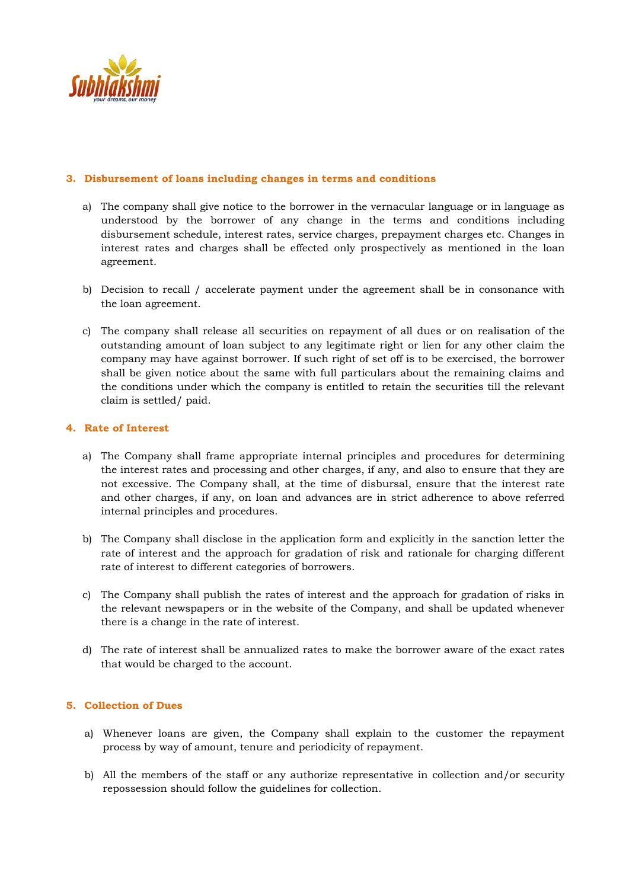## 3. Disbursement of loans including changes in terms and conditions

a) The company shall give notice to the borrower in the vernacular language or in language as understood by the borrower of any change in the terms and conditions including disbursement schedule, interest rates, service charges, prepayment charges etc. Changes in interest rates and charges shall be effected only prospectively as mentioned in the loan agreement.

b) Decision to recall / accelerate payment under the agreement shall be in consonance with the loan agreement.

c) The company shall release all securities on repayment of all dues or on realisation of the outstanding amount of loan subject to any legitimate right or lien for any other claim the company may have against borrower. If such right of set off is to be exercised, the borrower shall be given notice about the same with full particulars about the remaining claims and the conditions under which the company is entitled to retain the securities till the relevant claim is settled/ paid.

## 4. Rate of Interest

a) The Company shall frame appropriate internal principles and procedures for determining the interest rates and processing and other charges, if any, and also to ensure that they are not excessive. The Company shall, at the time of disbursal, ensure that the interest rate and other charges, if any, on loan and advances are in strict adherence to above referred internal principles and procedures.

b) The Company shall disclose in the application form and explicitly in the sanction letter the rate of interest and the approach for gradation of risk and rationale for charging different rate of interest to different categories of borrowers.

c) The Company shall publish the rates of interest and the approach for gradation of risks in the relevant newspapers or in the website of the Company, and shall be updated whenever there is a change in the rate of interest.

d) The rate of interest shall be annualized rates to make the borrower aware of the exact rates that would be charged to the account.

## 5. Collection of Dues

a) Whenever loans are given, the Company shall explain to the customer the repayment process by way of amount, tenure and periodicity of repayment.

b) All the members of the staff or any authorize representative in collection and/or security repossession should follow the guidelines for collection.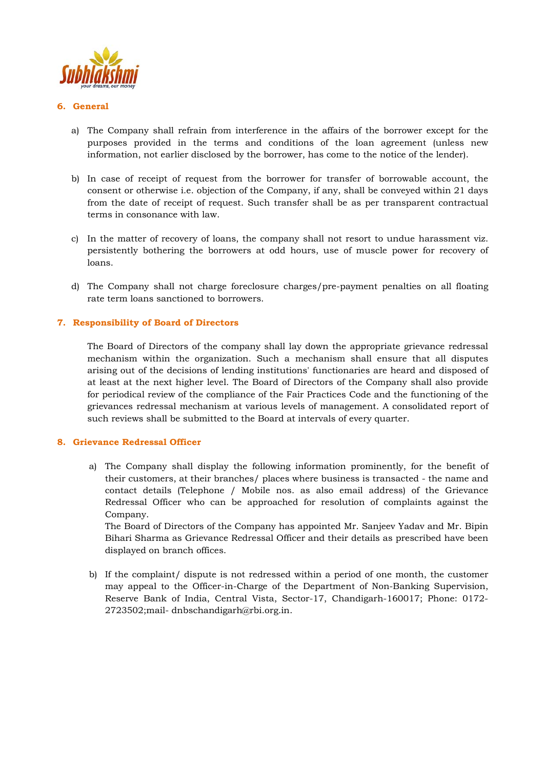## 6. General

a) The Company shall refrain from interference in the affairs of the borrower except for the purposes provided in the terms and conditions of the loan agreement (unless new information, not earlier disclosed by the borrower, has come to the notice of the lender).

b) In case of receipt of request from the borrower for transfer of borrowable account, the consent or otherwise i.e. objection of the Company, if any, shall be conveyed within 21 days from the date of receipt of request. Such transfer shall be as per transparent contractual terms in consonance with law.

c) In the matter of recovery of loans, the company shall not resort to undue harassment viz. persistently bothering the borrowers at odd hours, use of muscle power for recovery of loans.

d) The Company shall not charge foreclosure charges/pre-payment penalties on all floating rate term loans sanctioned to borrowers.

## 7. Responsibility of Board of Directors

The Board of Directors of the company shall lay down the appropriate grievance redressal mechanism within the organization. Such a mechanism shall ensure that all disputes arising out of the decisions of lending institutions' functionaries are heard and disposed of at least at the next higher level. The Board of Directors of the Company shall also provide for periodical review of the compliance of the Fair Practices Code and the functioning of the grievances redressal mechanism at various levels of management. A consolidated report of such reviews shall be submitted to the Board at intervals of every quarter.

## 8. Grievance Redressal Officer

a) The Company shall display the following information prominently, for the benefit of their customers, at their branches/ places where business is transacted - the name and contact details (Telephone / Mobile nos. as also email address) of the Grievance Redressal Officer who can be approached for resolution of complaints against the Company.
The Board of Directors of the Company has appointed Mr. Sanjeev Yadav and Mr. Bipin Bihari Sharma as Grievance Redressal Officer and their details as prescribed have been displayed on branch offices.

b) If the complaint/ dispute is not redressed within a period of one month, the customer may appeal to the Officer-in-Charge of the Department of Non-Banking Supervision, Reserve Bank of India, Central Vista, Sector-17, Chandigarh-160017; Phone: 0172-2723502;mail- dnbschandigarh@rbi.org.in.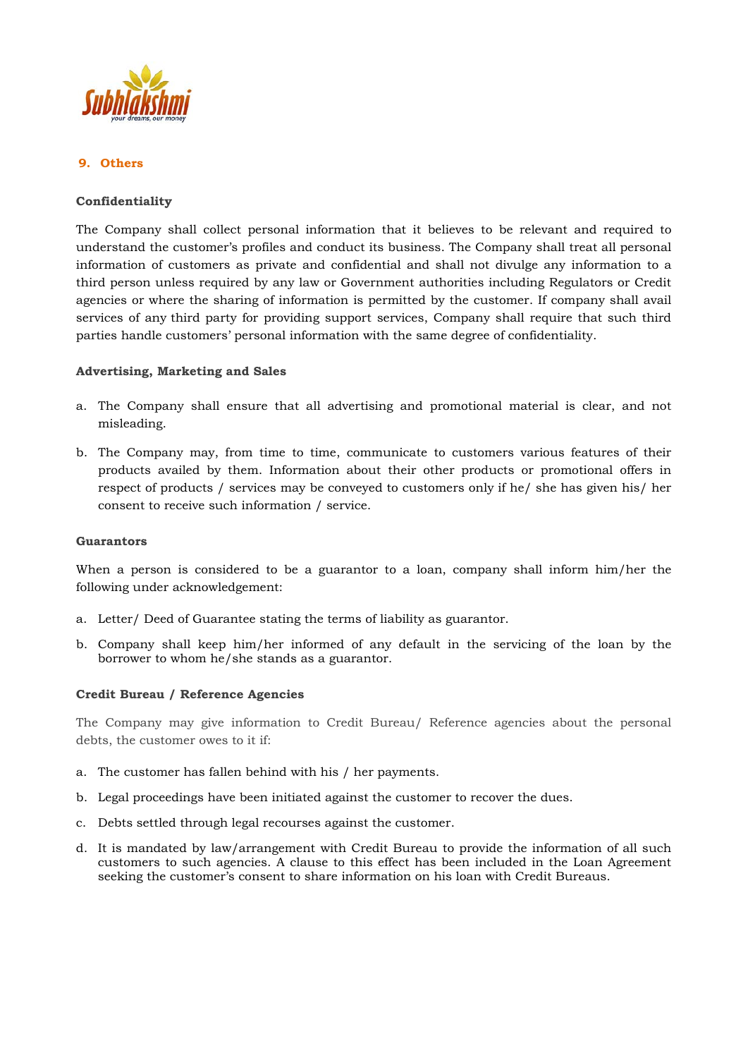## 9. Others

### Confidentiality

The Company shall collect personal information that it believes to be relevant and required to understand the customer's profiles and conduct its business. The Company shall treat all personal information of customers as private and confidential and shall not divulge any information to a third person unless required by any law or Government authorities including Regulators or Credit agencies or where the sharing of information is permitted by the customer. If company shall avail services of any third party for providing support services, Company shall require that such third parties handle customers' personal information with the same degree of confidentiality.

### Advertising, Marketing and Sales

a. The Company shall ensure that all advertising and promotional material is clear, and not misleading.

b. The Company may, from time to time, communicate to customers various features of their products availed by them. Information about their other products or promotional offers in respect of products / services may be conveyed to customers only if he/ she has given his/ her consent to receive such information / service.

### Guarantors

When a person is considered to be a guarantor to a loan, company shall inform him/her the following under acknowledgement:

a. Letter/ Deed of Guarantee stating the terms of liability as guarantor.

b. Company shall keep him/her informed of any default in the servicing of the loan by the borrower to whom he/she stands as a guarantor.

### Credit Bureau / Reference Agencies

The Company may give information to Credit Bureau/ Reference agencies about the personal debts, the customer owes to it if:

a. The customer has fallen behind with his / her payments.

b. Legal proceedings have been initiated against the customer to recover the dues.

c. Debts settled through legal recourses against the customer.

d. It is mandated by law/arrangement with Credit Bureau to provide the information of all such customers to such agencies. A clause to this effect has been included in the Loan Agreement seeking the customer's consent to share information on his loan with Credit Bureaus.